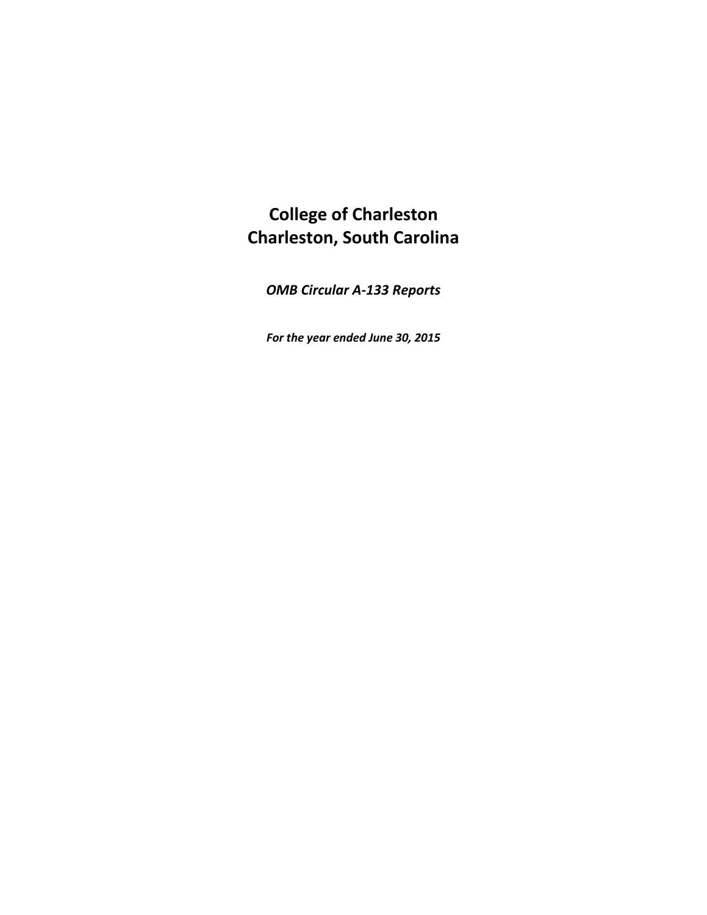# College of Charleston
# Charleston, South Carolina

***OMB Circular A-133 Reports***

***For the year ended June 30, 2015***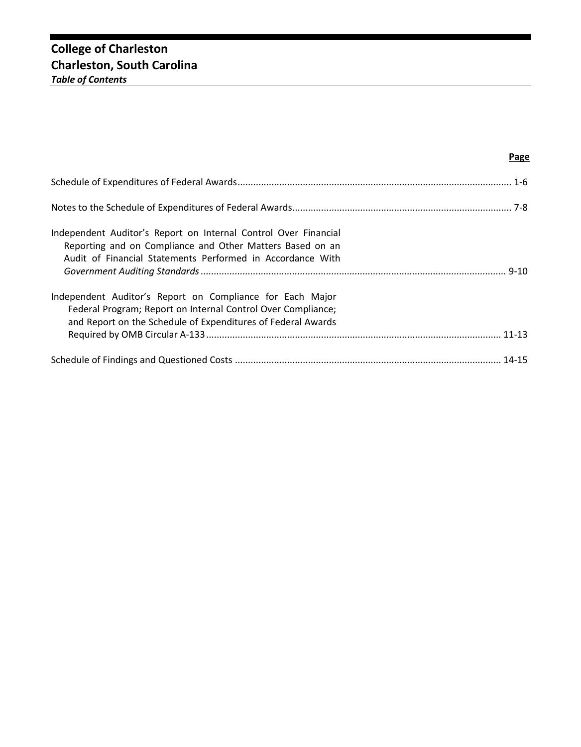# College of Charleston
# Charleston, South Carolina
***Table of Contents***

| | **Page** |
|---|---|
| Schedule of Expenditures of Federal Awards | 1-6 |
| Notes to the Schedule of Expenditures of Federal Awards | 7-8 |
| Independent Auditor's Report on Internal Control Over Financial Reporting and on Compliance and Other Matters Based on an Audit of Financial Statements Performed in Accordance With *Government Auditing Standards* | 9-10 |
| Independent Auditor's Report on Compliance for Each Major Federal Program; Report on Internal Control Over Compliance; and Report on the Schedule of Expenditures of Federal Awards Required by OMB Circular A-133 | 11-13 |
| Schedule of Findings and Questioned Costs | 14-15 |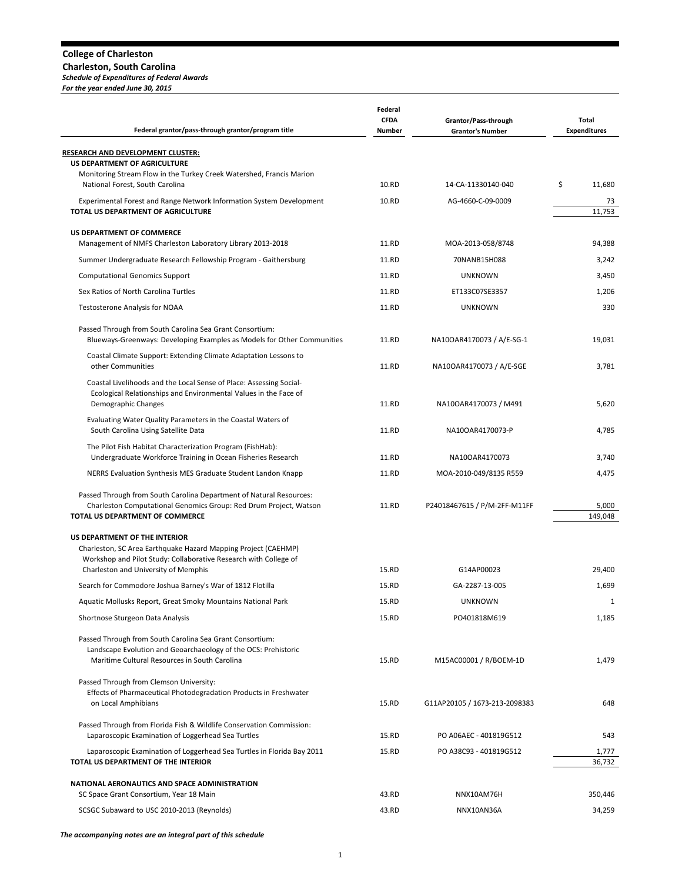**College of Charleston**
**Charleston, South Carolina**
***Schedule of Expenditures of Federal Awards***
***For the year ended June 30, 2015***

| Federal grantor/pass-through grantor/program title | Federal CFDA Number | Grantor/Pass-through Grantor's Number | Total Expenditures |
|---|---|---|---|
| **RESEARCH AND DEVELOPMENT CLUSTER:** | | | |
| **US DEPARTMENT OF AGRICULTURE** | | | |
| Monitoring Stream Flow in the Turkey Creek Watershed, Francis Marion National Forest, South Carolina | 10.RD | 14-CA-11330140-040 | $ 11,680 |
| Experimental Forest and Range Network Information System Development | 10.RD | AG-4660-C-09-0009 | 73 |
| **TOTAL US DEPARTMENT OF AGRICULTURE** | | | 11,753 |
| **US DEPARTMENT OF COMMERCE** | | | |
| Management of NMFS Charleston Laboratory Library 2013-2018 | 11.RD | MOA-2013-058/8748 | 94,388 |
| Summer Undergraduate Research Fellowship Program - Gaithersburg | 11.RD | 70NANB15H088 | 3,242 |
| Computational Genomics Support | 11.RD | UNKNOWN | 3,450 |
| Sex Ratios of North Carolina Turtles | 11.RD | ET133C07SE3357 | 1,206 |
| Testosterone Analysis for NOAA | 11.RD | UNKNOWN | 330 |
| Passed Through from South Carolina Sea Grant Consortium: | | | |
| Blueways-Greenways: Developing Examples as Models for Other Communities | 11.RD | NA10OAR4170073 / A/E-SG-1 | 19,031 |
| Coastal Climate Support: Extending Climate Adaptation Lessons to other Communities | 11.RD | NA10OAR4170073 / A/E-SGE | 3,781 |
| Coastal Livelihoods and the Local Sense of Place: Assessing Social-Ecological Relationships and Environmental Values in the Face of Demographic Changes | 11.RD | NA10OAR4170073 / M491 | 5,620 |
| Evaluating Water Quality Parameters in the Coastal Waters of South Carolina Using Satellite Data | 11.RD | NA10OAR4170073-P | 4,785 |
| The Pilot Fish Habitat Characterization Program (FishHab): Undergraduate Workforce Training in Ocean Fisheries Research | 11.RD | NA10OAR4170073 | 3,740 |
| NERRS Evaluation Synthesis MES Graduate Student Landon Knapp | 11.RD | MOA-2010-049/8135 R559 | 4,475 |
| Passed Through from South Carolina Department of Natural Resources: | | | |
| Charleston Computational Genomics Group: Red Drum Project, Watson | 11.RD | P24018467615 / P/M-2FF-M11FF | 5,000 |
| **TOTAL US DEPARTMENT OF COMMERCE** | | | 149,048 |
| **US DEPARTMENT OF THE INTERIOR** | | | |
| Charleston, SC Area Earthquake Hazard Mapping Project (CAEHMP) Workshop and Pilot Study: Collaborative Research with College of Charleston and University of Memphis | 15.RD | G14AP00023 | 29,400 |
| Search for Commodore Joshua Barney's War of 1812 Flotilla | 15.RD | GA-2287-13-005 | 1,699 |
| Aquatic Mollusks Report, Great Smoky Mountains National Park | 15.RD | UNKNOWN | 1 |
| Shortnose Sturgeon Data Analysis | 15.RD | PO401818M619 | 1,185 |
| Passed Through from South Carolina Sea Grant Consortium: | | | |
| Landscape Evolution and Geoarchaeology of the OCS: Prehistoric Maritime Cultural Resources in South Carolina | 15.RD | M15AC00001 / R/BOEM-1D | 1,479 |
| Passed Through from Clemson University: | | | |
| Effects of Pharmaceutical Photodegradation Products in Freshwater on Local Amphibians | 15.RD | G11AP20105 / 1673-213-2098383 | 648 |
| Passed Through from Florida Fish & Wildlife Conservation Commission: | | | |
| Laparoscopic Examination of Loggerhead Sea Turtles | 15.RD | PO A06AEC - 401819G512 | 543 |
| Laparoscopic Examination of Loggerhead Sea Turtles in Florida Bay 2011 | 15.RD | PO A38C93 - 401819G512 | 1,777 |
| **TOTAL US DEPARTMENT OF THE INTERIOR** | | | 36,732 |
| **NATIONAL AERONAUTICS AND SPACE ADMINISTRATION** | | | |
| SC Space Grant Consortium, Year 18 Main | 43.RD | NNX10AM76H | 350,446 |
| SCSGC Subaward to USC 2010-2013 (Reynolds) | 43.RD | NNX10AN36A | 34,259 |

***The accompanying notes are an integral part of this schedule***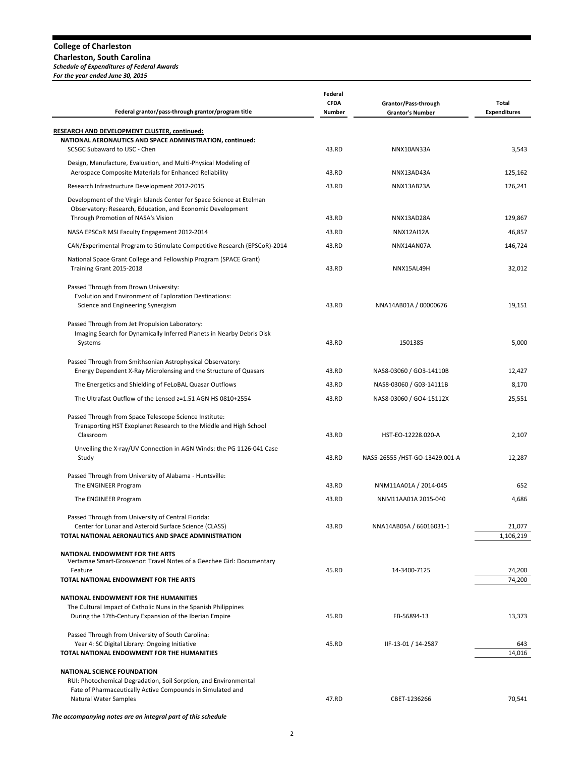**College of Charleston**
**Charleston, South Carolina**
***Schedule of Expenditures of Federal Awards***
***For the year ended June 30, 2015***

| Federal grantor/pass-through grantor/program title | Federal CFDA Number | Grantor/Pass-through Grantor's Number | Total Expenditures |
|---|---|---|---|
| **RESEARCH AND DEVELOPMENT CLUSTER, continued:** | | | |
| **NATIONAL AERONAUTICS AND SPACE ADMINISTRATION, continued:** | | | |
| SCSGC Subaward to USC - Chen | 43.RD | NNX10AN33A | 3,543 |
| Design, Manufacture, Evaluation, and Multi-Physical Modeling of Aerospace Composite Materials for Enhanced Reliability | 43.RD | NNX13AD43A | 125,162 |
| Research Infrastructure Development 2012-2015 | 43.RD | NNX13AB23A | 126,241 |
| Development of the Virgin Islands Center for Space Science at Etelman Observatory: Research, Education, and Economic Development Through Promotion of NASA's Vision | 43.RD | NNX13AD28A | 129,867 |
| NASA EPSCoR MSI Faculty Engagement 2012-2014 | 43.RD | NNX12AI12A | 46,857 |
| CAN/Experimental Program to Stimulate Competitive Research (EPSCoR)-2014 | 43.RD | NNX14AN07A | 146,724 |
| National Space Grant College and Fellowship Program (SPACE Grant) Training Grant 2015-2018 | 43.RD | NNX15AL49H | 32,012 |
| Passed Through from Brown University: | | | |
| Evolution and Environment of Exploration Destinations: Science and Engineering Synergism | 43.RD | NNA14AB01A / 00000676 | 19,151 |
| Passed Through from Jet Propulsion Laboratory: | | | |
| Imaging Search for Dynamically Inferred Planets in Nearby Debris Disk Systems | 43.RD | 1501385 | 5,000 |
| Passed Through from Smithsonian Astrophysical Observatory: | | | |
| Energy Dependent X-Ray Microlensing and the Structure of Quasars | 43.RD | NAS8-03060 / GO3-14110B | 12,427 |
| The Energetics and Shielding of FeLoBAL Quasar Outflows | 43.RD | NAS8-03060 / G03-14111B | 8,170 |
| The Ultrafast Outflow of the Lensed z=1.51 AGN HS 0810+2554 | 43.RD | NAS8-03060 / GO4-15112X | 25,551 |
| Passed Through from Space Telescope Science Institute: | | | |
| Transporting HST Exoplanet Research to the Middle and High School Classroom | 43.RD | HST-EO-12228.020-A | 2,107 |
| Unveiling the X-ray/UV Connection in AGN Winds: the PG 1126-041 Case Study | 43.RD | NAS5-26555 /HST-GO-13429.001-A | 12,287 |
| Passed Through from University of Alabama - Huntsville: | | | |
| The ENGINEER Program | 43.RD | NNM11AA01A / 2014-045 | 652 |
| The ENGINEER Program | 43.RD | NNM11AA01A 2015-040 | 4,686 |
| Passed Through from University of Central Florida: | | | |
| Center for Lunar and Asteroid Surface Science (CLASS) | 43.RD | NNA14AB05A / 66016031-1 | 21,077 |
| **TOTAL NATIONAL AERONAUTICS AND SPACE ADMINISTRATION** | | | 1,106,219 |
| **NATIONAL ENDOWMENT FOR THE ARTS** | | | |
| Vertamae Smart-Grosvenor: Travel Notes of a Geechee Girl: Documentary Feature | 45.RD | 14-3400-7125 | 74,200 |
| **TOTAL NATIONAL ENDOWMENT FOR THE ARTS** | | | 74,200 |
| **NATIONAL ENDOWMENT FOR THE HUMANITIES** | | | |
| The Cultural Impact of Catholic Nuns in the Spanish Philippines During the 17th-Century Expansion of the Iberian Empire | 45.RD | FB-56894-13 | 13,373 |
| Passed Through from University of South Carolina: | | | |
| Year 4: SC Digital Library: Ongoing Initiative | 45.RD | IIF-13-01 / 14-2587 | 643 |
| **TOTAL NATIONAL ENDOWMENT FOR THE HUMANITIES** | | | 14,016 |
| **NATIONAL SCIENCE FOUNDATION** | | | |
| RUI: Photochemical Degradation, Soil Sorption, and Environmental Fate of Pharmaceutically Active Compounds in Simulated and Natural Water Samples | 47.RD | CBET-1236266 | 70,541 |

***The accompanying notes are an integral part of this schedule***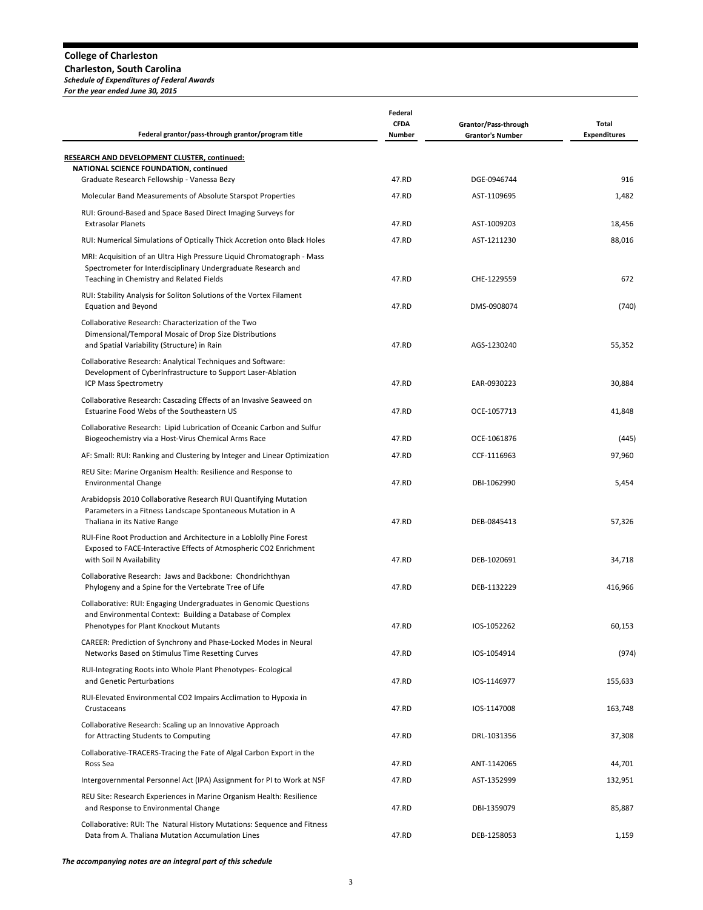**College of Charleston**
**Charleston, South Carolina**
***Schedule of Expenditures of Federal Awards***
***For the year ended June 30, 2015***

| Federal grantor/pass-through grantor/program title | Federal CFDA Number | Grantor/Pass-through Grantor's Number | Total Expenditures |
|---|---|---|---|
| **RESEARCH AND DEVELOPMENT CLUSTER, continued:** | | | |
| **NATIONAL SCIENCE FOUNDATION, continued** | | | |
| Graduate Research Fellowship - Vanessa Bezy | 47.RD | DGE-0946744 | 916 |
| Molecular Band Measurements of Absolute Starspot Properties | 47.RD | AST-1109695 | 1,482 |
| RUI: Ground-Based and Space Based Direct Imaging Surveys for Extrasolar Planets | 47.RD | AST-1009203 | 18,456 |
| RUI: Numerical Simulations of Optically Thick Accretion onto Black Holes | 47.RD | AST-1211230 | 88,016 |
| MRI: Acquisition of an Ultra High Pressure Liquid Chromatograph - Mass Spectrometer for Interdisciplinary Undergraduate Research and Teaching in Chemistry and Related Fields | 47.RD | CHE-1229559 | 672 |
| RUI: Stability Analysis for Soliton Solutions of the Vortex Filament Equation and Beyond | 47.RD | DMS-0908074 | (740) |
| Collaborative Research: Characterization of the Two Dimensional/Temporal Mosaic of Drop Size Distributions and Spatial Variability (Structure) in Rain | 47.RD | AGS-1230240 | 55,352 |
| Collaborative Research: Analytical Techniques and Software: Development of CyberInfrastructure to Support Laser-Ablation ICP Mass Spectrometry | 47.RD | EAR-0930223 | 30,884 |
| Collaborative Research: Cascading Effects of an Invasive Seaweed on Estuarine Food Webs of the Southeastern US | 47.RD | OCE-1057713 | 41,848 |
| Collaborative Research: Lipid Lubrication of Oceanic Carbon and Sulfur Biogeochemistry via a Host-Virus Chemical Arms Race | 47.RD | OCE-1061876 | (445) |
| AF: Small: RUI: Ranking and Clustering by Integer and Linear Optimization | 47.RD | CCF-1116963 | 97,960 |
| REU Site: Marine Organism Health: Resilience and Response to Environmental Change | 47.RD | DBI-1062990 | 5,454 |
| Arabidopsis 2010 Collaborative Research RUI Quantifying Mutation Parameters in a Fitness Landscape Spontaneous Mutation in A Thaliana in its Native Range | 47.RD | DEB-0845413 | 57,326 |
| RUI-Fine Root Production and Architecture in a Loblolly Pine Forest Exposed to FACE-Interactive Effects of Atmospheric CO2 Enrichment with Soil N Availability | 47.RD | DEB-1020691 | 34,718 |
| Collaborative Research: Jaws and Backbone: Chondrichthyan Phylogeny and a Spine for the Vertebrate Tree of Life | 47.RD | DEB-1132229 | 416,966 |
| Collaborative: RUI: Engaging Undergraduates in Genomic Questions and Environmental Context: Building a Database of Complex Phenotypes for Plant Knockout Mutants | 47.RD | IOS-1052262 | 60,153 |
| CAREER: Prediction of Synchrony and Phase-Locked Modes in Neural Networks Based on Stimulus Time Resetting Curves | 47.RD | IOS-1054914 | (974) |
| RUI-Integrating Roots into Whole Plant Phenotypes- Ecological and Genetic Perturbations | 47.RD | IOS-1146977 | 155,633 |
| RUI-Elevated Environmental CO2 Impairs Acclimation to Hypoxia in Crustaceans | 47.RD | IOS-1147008 | 163,748 |
| Collaborative Research: Scaling up an Innovative Approach for Attracting Students to Computing | 47.RD | DRL-1031356 | 37,308 |
| Collaborative-TRACERS-Tracing the Fate of Algal Carbon Export in the Ross Sea | 47.RD | ANT-1142065 | 44,701 |
| Intergovernmental Personnel Act (IPA) Assignment for PI to Work at NSF | 47.RD | AST-1352999 | 132,951 |
| REU Site: Research Experiences in Marine Organism Health: Resilience and Response to Environmental Change | 47.RD | DBI-1359079 | 85,887 |
| Collaborative: RUI: The Natural History Mutations: Sequence and Fitness Data from A. Thaliana Mutation Accumulation Lines | 47.RD | DEB-1258053 | 1,159 |

***The accompanying notes are an integral part of this schedule***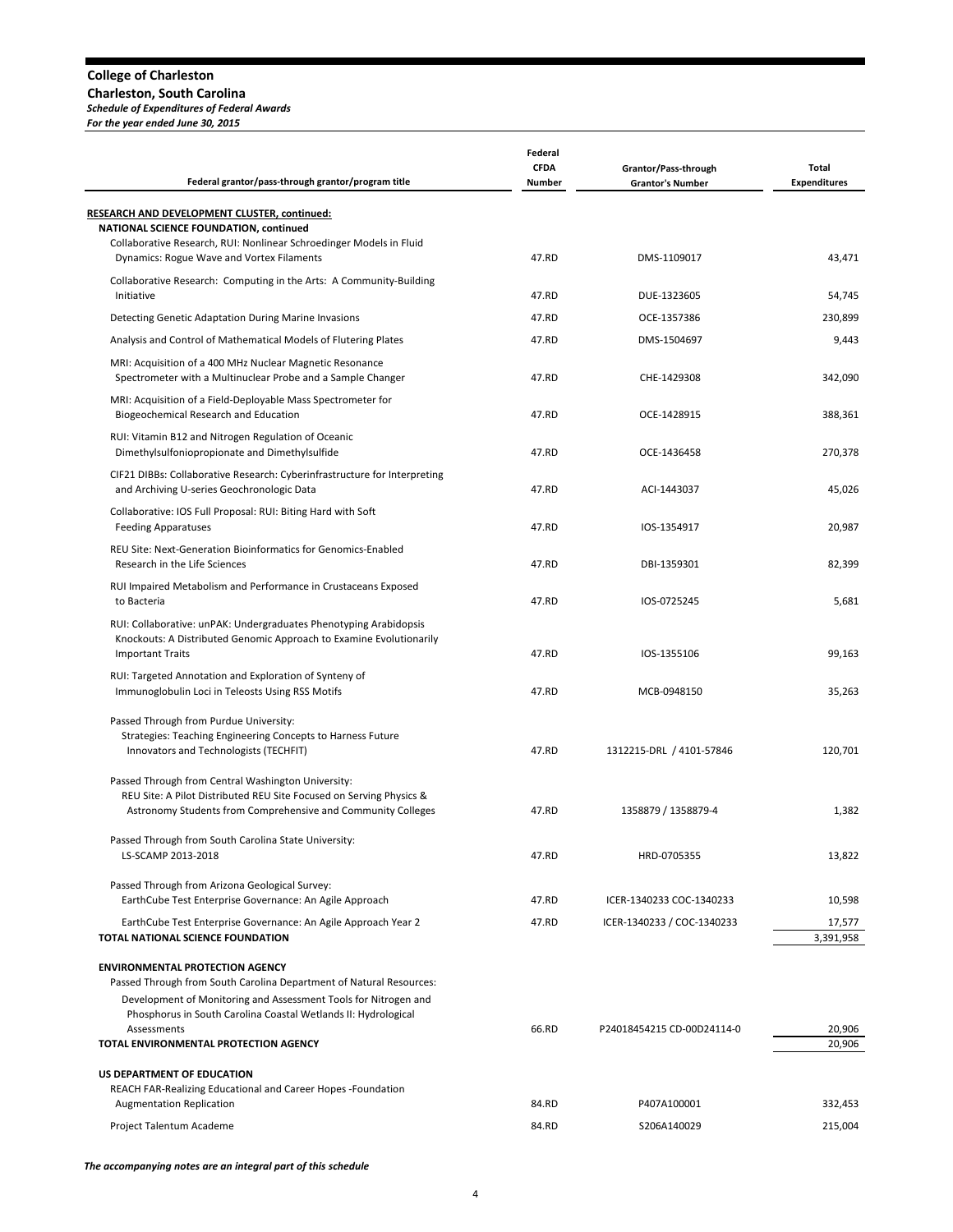**College of Charleston**
**Charleston, South Carolina**
***Schedule of Expenditures of Federal Awards***
***For the year ended June 30, 2015***

| Federal grantor/pass-through grantor/program title | Federal CFDA Number | Grantor/Pass-through Grantor's Number | Total Expenditures |
|---|---|---|---|
| **RESEARCH AND DEVELOPMENT CLUSTER, continued:** | | | |
| **NATIONAL SCIENCE FOUNDATION, continued** | | | |
| Collaborative Research, RUI: Nonlinear Schroedinger Models in Fluid Dynamics: Rogue Wave and Vortex Filaments | 47.RD | DMS-1109017 | 43,471 |
| Collaborative Research: Computing in the Arts: A Community-Building Initiative | 47.RD | DUE-1323605 | 54,745 |
| Detecting Genetic Adaptation During Marine Invasions | 47.RD | OCE-1357386 | 230,899 |
| Analysis and Control of Mathematical Models of Flutering Plates | 47.RD | DMS-1504697 | 9,443 |
| MRI: Acquisition of a 400 MHz Nuclear Magnetic Resonance Spectrometer with a Multinuclear Probe and a Sample Changer | 47.RD | CHE-1429308 | 342,090 |
| MRI: Acquisition of a Field-Deployable Mass Spectrometer for Biogeochemical Research and Education | 47.RD | OCE-1428915 | 388,361 |
| RUI: Vitamin B12 and Nitrogen Regulation of Oceanic Dimethylsulfoniopropionate and Dimethylsulfide | 47.RD | OCE-1436458 | 270,378 |
| CIF21 DIBBs: Collaborative Research: Cyberinfrastructure for Interpreting and Archiving U-series Geochronologic Data | 47.RD | ACI-1443037 | 45,026 |
| Collaborative: IOS Full Proposal: RUI: Biting Hard with Soft Feeding Apparatuses | 47.RD | IOS-1354917 | 20,987 |
| REU Site: Next-Generation Bioinformatics for Genomics-Enabled Research in the Life Sciences | 47.RD | DBI-1359301 | 82,399 |
| RUI Impaired Metabolism and Performance in Crustaceans Exposed to Bacteria | 47.RD | IOS-0725245 | 5,681 |
| RUI: Collaborative: unPAK: Undergraduates Phenotyping Arabidopsis Knockouts: A Distributed Genomic Approach to Examine Evolutionarily Important Traits | 47.RD | IOS-1355106 | 99,163 |
| RUI: Targeted Annotation and Exploration of Synteny of Immunoglobulin Loci in Teleosts Using RSS Motifs | 47.RD | MCB-0948150 | 35,263 |
| Passed Through from Purdue University: | | | |
| Strategies: Teaching Engineering Concepts to Harness Future Innovators and Technologists (TECHFIT) | 47.RD | 1312215-DRL / 4101-57846 | 120,701 |
| Passed Through from Central Washington University: | | | |
| REU Site: A Pilot Distributed REU Site Focused on Serving Physics & Astronomy Students from Comprehensive and Community Colleges | 47.RD | 1358879 / 1358879-4 | 1,382 |
| Passed Through from South Carolina State University: | | | |
| LS-SCAMP 2013-2018 | 47.RD | HRD-0705355 | 13,822 |
| Passed Through from Arizona Geological Survey: | | | |
| EarthCube Test Enterprise Governance: An Agile Approach | 47.RD | ICER-1340233 COC-1340233 | 10,598 |
| EarthCube Test Enterprise Governance: An Agile Approach Year 2 | 47.RD | ICER-1340233 / COC-1340233 | 17,577 |
| **TOTAL NATIONAL SCIENCE FOUNDATION** | | | 3,391,958 |
| **ENVIRONMENTAL PROTECTION AGENCY** | | | |
| Passed Through from South Carolina Department of Natural Resources: | | | |
| Development of Monitoring and Assessment Tools for Nitrogen and Phosphorus in South Carolina Coastal Wetlands II: Hydrological Assessments | 66.RD | P24018454215 CD-00D24114-0 | 20,906 |
| **TOTAL ENVIRONMENTAL PROTECTION AGENCY** | | | 20,906 |
| **US DEPARTMENT OF EDUCATION** | | | |
| REACH FAR-Realizing Educational and Career Hopes -Foundation Augmentation Replication | 84.RD | P407A100001 | 332,453 |
| Project Talentum Academe | 84.RD | S206A140029 | 215,004 |

***The accompanying notes are an integral part of this schedule***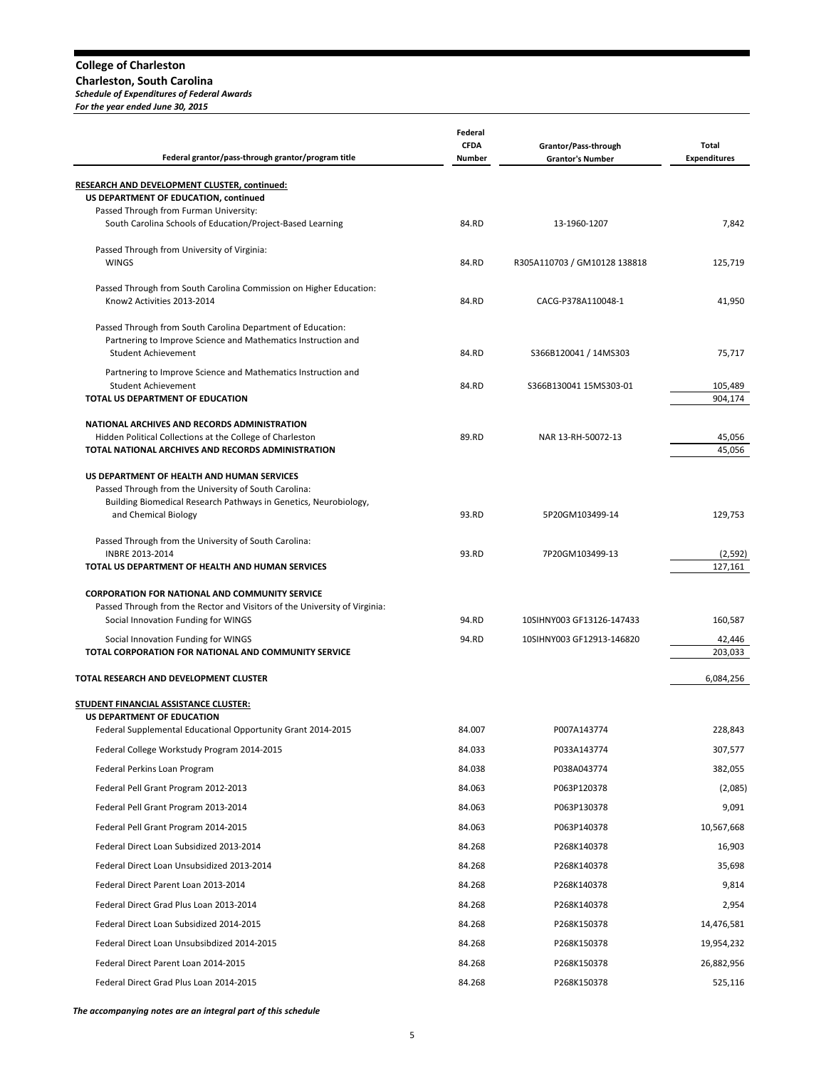**College of Charleston**
**Charleston, South Carolina**
***Schedule of Expenditures of Federal Awards***
***For the year ended June 30, 2015***

| Federal grantor/pass-through grantor/program title | Federal CFDA Number | Grantor/Pass-through Grantor's Number | Total Expenditures |
|---|---|---|---|
| **RESEARCH AND DEVELOPMENT CLUSTER, continued:** | | | |
| **US DEPARTMENT OF EDUCATION, continued** | | | |
| Passed Through from Furman University: | | | |
| South Carolina Schools of Education/Project-Based Learning | 84.RD | 13-1960-1207 | 7,842 |
| Passed Through from University of Virginia: | | | |
| WINGS | 84.RD | R305A110703 / GM10128 138818 | 125,719 |
| Passed Through from South Carolina Commission on Higher Education: | | | |
| Know2 Activities 2013-2014 | 84.RD | CACG-P378A110048-1 | 41,950 |
| Passed Through from South Carolina Department of Education: | | | |
| Partnering to Improve Science and Mathematics Instruction and Student Achievement | 84.RD | S366B120041 / 14MS303 | 75,717 |
| Partnering to Improve Science and Mathematics Instruction and Student Achievement | 84.RD | S366B130041 15MS303-01 | 105,489 |
| **TOTAL US DEPARTMENT OF EDUCATION** | | | 904,174 |
| **NATIONAL ARCHIVES AND RECORDS ADMINISTRATION** | | | |
| Hidden Political Collections at the College of Charleston | 89.RD | NAR 13-RH-50072-13 | 45,056 |
| **TOTAL NATIONAL ARCHIVES AND RECORDS ADMINISTRATION** | | | 45,056 |
| **US DEPARTMENT OF HEALTH AND HUMAN SERVICES** | | | |
| Passed Through from the University of South Carolina: | | | |
| Building Biomedical Research Pathways in Genetics, Neurobiology, and Chemical Biology | 93.RD | 5P20GM103499-14 | 129,753 |
| Passed Through from the University of South Carolina: | | | |
| INBRE 2013-2014 | 93.RD | 7P20GM103499-13 | (2,592) |
| **TOTAL US DEPARTMENT OF HEALTH AND HUMAN SERVICES** | | | 127,161 |
| **CORPORATION FOR NATIONAL AND COMMUNITY SERVICE** | | | |
| Passed Through from the Rector and Visitors of the University of Virginia: | | | |
| Social Innovation Funding for WINGS | 94.RD | 10SIHNY003 GF13126-147433 | 160,587 |
| Social Innovation Funding for WINGS | 94.RD | 10SIHNY003 GF12913-146820 | 42,446 |
| **TOTAL CORPORATION FOR NATIONAL AND COMMUNITY SERVICE** | | | 203,033 |
| **TOTAL RESEARCH AND DEVELOPMENT CLUSTER** | | | 6,084,256 |
| **STUDENT FINANCIAL ASSISTANCE CLUSTER:** | | | |
| **US DEPARTMENT OF EDUCATION** | | | |
| Federal Supplemental Educational Opportunity Grant 2014-2015 | 84.007 | P007A143774 | 228,843 |
| Federal College Workstudy Program 2014-2015 | 84.033 | P033A143774 | 307,577 |
| Federal Perkins Loan Program | 84.038 | P038A043774 | 382,055 |
| Federal Pell Grant Program 2012-2013 | 84.063 | P063P120378 | (2,085) |
| Federal Pell Grant Program 2013-2014 | 84.063 | P063P130378 | 9,091 |
| Federal Pell Grant Program 2014-2015 | 84.063 | P063P140378 | 10,567,668 |
| Federal Direct Loan Subsidized 2013-2014 | 84.268 | P268K140378 | 16,903 |
| Federal Direct Loan Unsubsidized 2013-2014 | 84.268 | P268K140378 | 35,698 |
| Federal Direct Parent Loan 2013-2014 | 84.268 | P268K140378 | 9,814 |
| Federal Direct Grad Plus Loan 2013-2014 | 84.268 | P268K140378 | 2,954 |
| Federal Direct Loan Subsidized 2014-2015 | 84.268 | P268K150378 | 14,476,581 |
| Federal Direct Loan Unsubsibdized 2014-2015 | 84.268 | P268K150378 | 19,954,232 |
| Federal Direct Parent Loan 2014-2015 | 84.268 | P268K150378 | 26,882,956 |
| Federal Direct Grad Plus Loan 2014-2015 | 84.268 | P268K150378 | 525,116 |

***The accompanying notes are an integral part of this schedule***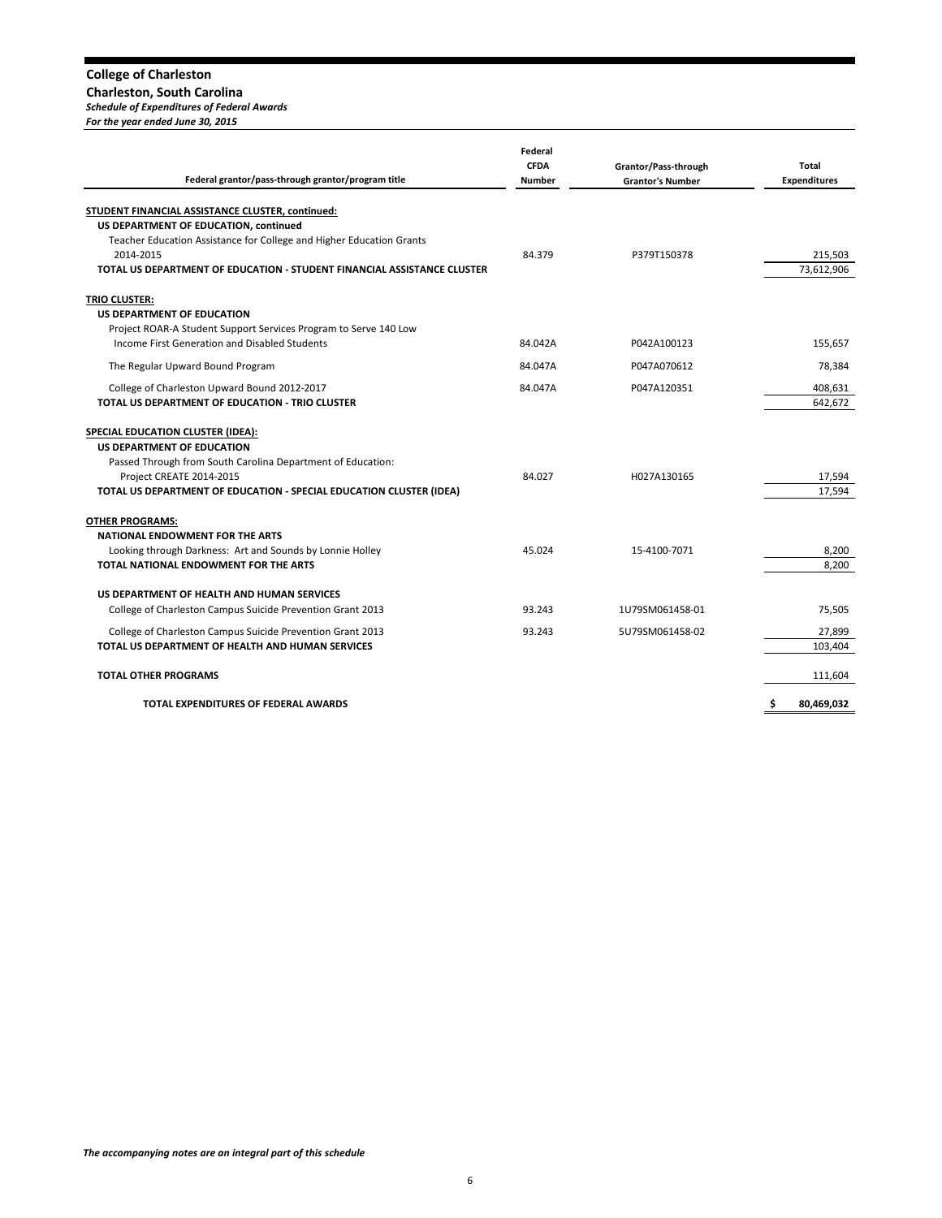**College of Charleston**
**Charleston, South Carolina**
***Schedule of Expenditures of Federal Awards***
***For the year ended June 30, 2015***

| Federal grantor/pass-through grantor/program title | Federal CFDA Number | Grantor/Pass-through Grantor's Number | Total Expenditures |
|---|---|---|---|
| **STUDENT FINANCIAL ASSISTANCE CLUSTER, continued:** | | | |
| **US DEPARTMENT OF EDUCATION, continued** | | | |
| Teacher Education Assistance for College and Higher Education Grants 2014-2015 | 84.379 | P379T150378 | 215,503 |
| **TOTAL US DEPARTMENT OF EDUCATION - STUDENT FINANCIAL ASSISTANCE CLUSTER** | | | 73,612,906 |
| **TRIO CLUSTER:** | | | |
| **US DEPARTMENT OF EDUCATION** | | | |
| Project ROAR-A Student Support Services Program to Serve 140 Low Income First Generation and Disabled Students | 84.042A | P042A100123 | 155,657 |
| The Regular Upward Bound Program | 84.047A | P047A070612 | 78,384 |
| College of Charleston Upward Bound 2012-2017 | 84.047A | P047A120351 | 408,631 |
| **TOTAL US DEPARTMENT OF EDUCATION - TRIO CLUSTER** | | | 642,672 |
| **SPECIAL EDUCATION CLUSTER (IDEA):** | | | |
| **US DEPARTMENT OF EDUCATION** | | | |
| Passed Through from South Carolina Department of Education: | | | |
| Project CREATE 2014-2015 | 84.027 | H027A130165 | 17,594 |
| **TOTAL US DEPARTMENT OF EDUCATION - SPECIAL EDUCATION CLUSTER (IDEA)** | | | 17,594 |
| **OTHER PROGRAMS:** | | | |
| **NATIONAL ENDOWMENT FOR THE ARTS** | | | |
| Looking through Darkness: Art and Sounds by Lonnie Holley | 45.024 | 15-4100-7071 | 8,200 |
| **TOTAL NATIONAL ENDOWMENT FOR THE ARTS** | | | 8,200 |
| **US DEPARTMENT OF HEALTH AND HUMAN SERVICES** | | | |
| College of Charleston Campus Suicide Prevention Grant 2013 | 93.243 | 1U79SM061458-01 | 75,505 |
| College of Charleston Campus Suicide Prevention Grant 2013 | 93.243 | 5U79SM061458-02 | 27,899 |
| **TOTAL US DEPARTMENT OF HEALTH AND HUMAN SERVICES** | | | 103,404 |
| **TOTAL OTHER PROGRAMS** | | | 111,604 |
| **TOTAL EXPENDITURES OF FEDERAL AWARDS** | | | **$ 80,469,032** |

***The accompanying notes are an integral part of this schedule***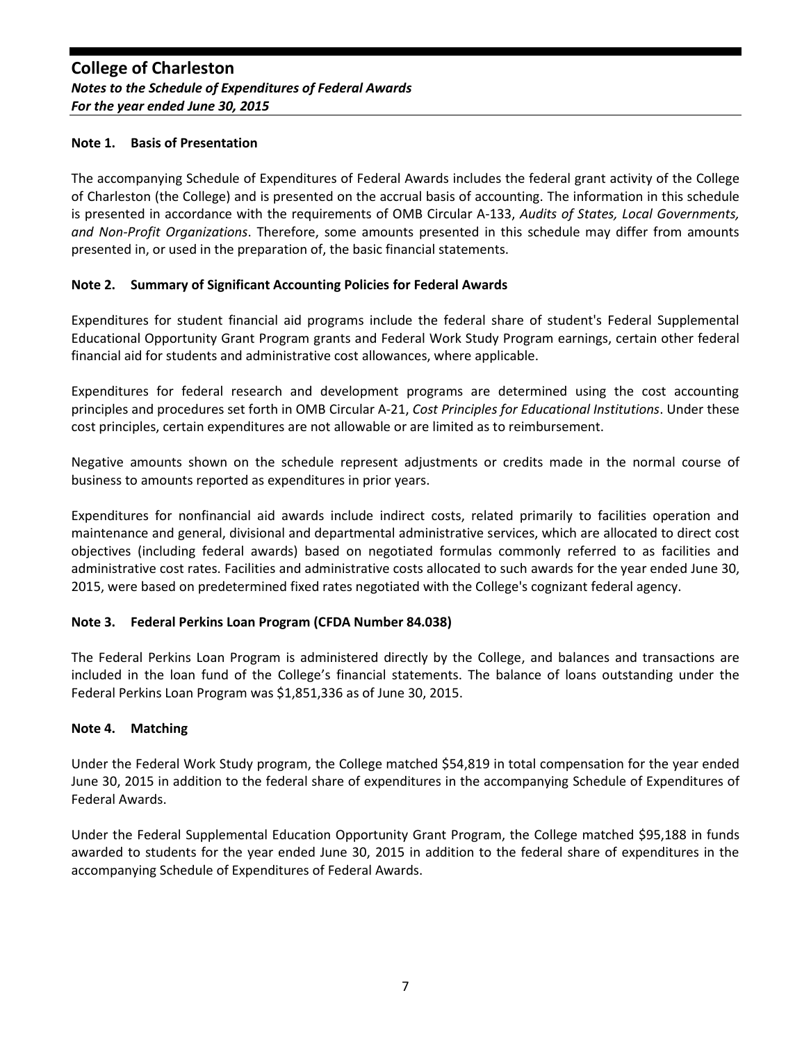# College of Charleston

***Notes to the Schedule of Expenditures of Federal Awards***

***For the year ended June 30, 2015***

### Note 1. Basis of Presentation

The accompanying Schedule of Expenditures of Federal Awards includes the federal grant activity of the College of Charleston (the College) and is presented on the accrual basis of accounting. The information in this schedule is presented in accordance with the requirements of OMB Circular A-133, *Audits of States, Local Governments, and Non-Profit Organizations*. Therefore, some amounts presented in this schedule may differ from amounts presented in, or used in the preparation of, the basic financial statements.

### Note 2. Summary of Significant Accounting Policies for Federal Awards

Expenditures for student financial aid programs include the federal share of student's Federal Supplemental Educational Opportunity Grant Program grants and Federal Work Study Program earnings, certain other federal financial aid for students and administrative cost allowances, where applicable.

Expenditures for federal research and development programs are determined using the cost accounting principles and procedures set forth in OMB Circular A-21, *Cost Principles for Educational Institutions*. Under these cost principles, certain expenditures are not allowable or are limited as to reimbursement.

Negative amounts shown on the schedule represent adjustments or credits made in the normal course of business to amounts reported as expenditures in prior years.

Expenditures for nonfinancial aid awards include indirect costs, related primarily to facilities operation and maintenance and general, divisional and departmental administrative services, which are allocated to direct cost objectives (including federal awards) based on negotiated formulas commonly referred to as facilities and administrative cost rates. Facilities and administrative costs allocated to such awards for the year ended June 30, 2015, were based on predetermined fixed rates negotiated with the College's cognizant federal agency.

### Note 3. Federal Perkins Loan Program (CFDA Number 84.038)

The Federal Perkins Loan Program is administered directly by the College, and balances and transactions are included in the loan fund of the College's financial statements. The balance of loans outstanding under the Federal Perkins Loan Program was $1,851,336 as of June 30, 2015.

### Note 4. Matching

Under the Federal Work Study program, the College matched $54,819 in total compensation for the year ended June 30, 2015 in addition to the federal share of expenditures in the accompanying Schedule of Expenditures of Federal Awards.

Under the Federal Supplemental Education Opportunity Grant Program, the College matched $95,188 in funds awarded to students for the year ended June 30, 2015 in addition to the federal share of expenditures in the accompanying Schedule of Expenditures of Federal Awards.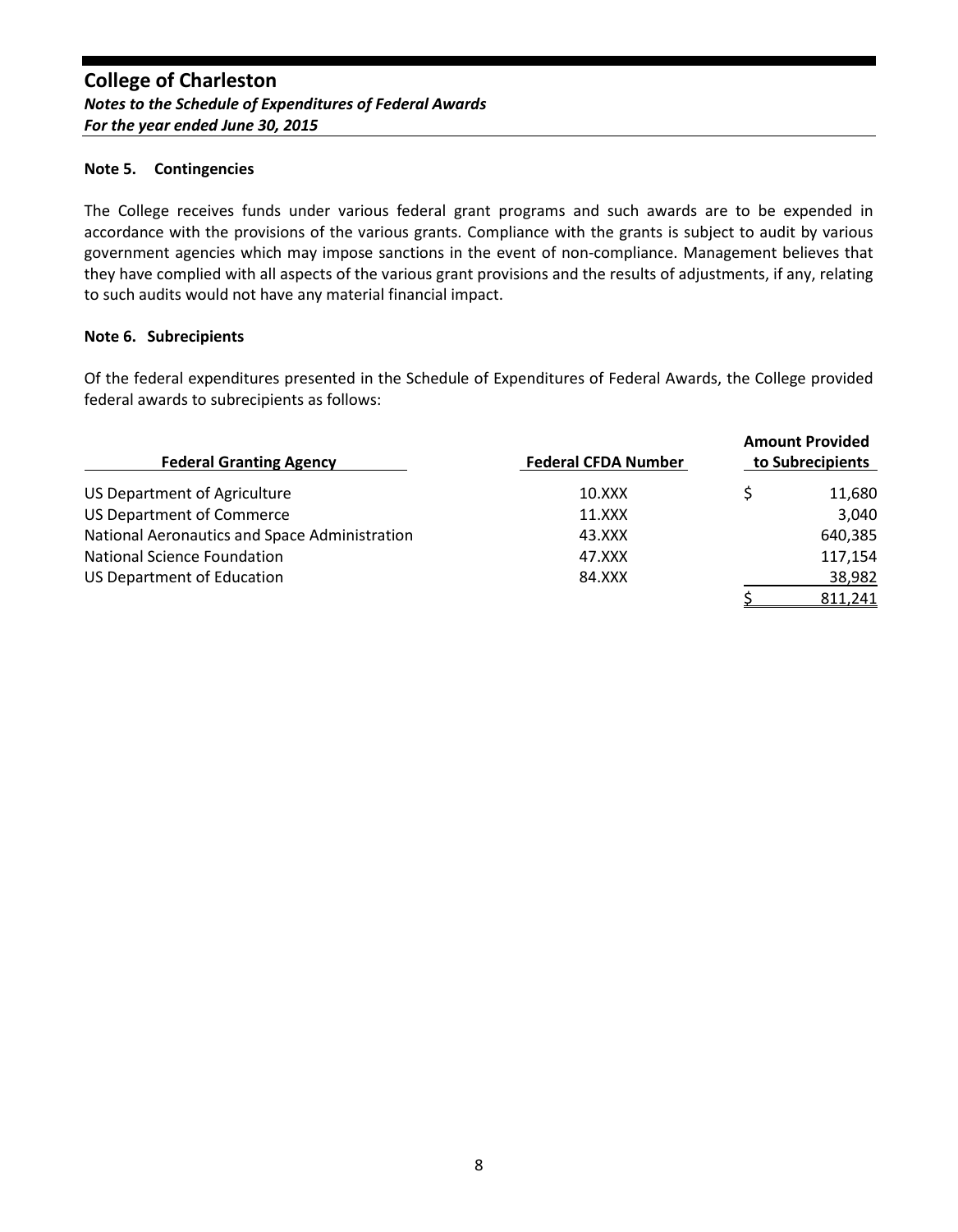# College of Charleston

***Notes to the Schedule of Expenditures of Federal Awards***

***For the year ended June 30, 2015***

**Note 5. Contingencies**

The College receives funds under various federal grant programs and such awards are to be expended in accordance with the provisions of the various grants. Compliance with the grants is subject to audit by various government agencies which may impose sanctions in the event of non-compliance. Management believes that they have complied with all aspects of the various grant provisions and the results of adjustments, if any, relating to such audits would not have any material financial impact.

**Note 6. Subrecipients**

Of the federal expenditures presented in the Schedule of Expenditures of Federal Awards, the College provided federal awards to subrecipients as follows:

| Federal Granting Agency | Federal CFDA Number | Amount Provided to Subrecipients |
|---|---|---|
| US Department of Agriculture | 10.XXX | $ 11,680 |
| US Department of Commerce | 11.XXX | 3,040 |
| National Aeronautics and Space Administration | 43.XXX | 640,385 |
| National Science Foundation | 47.XXX | 117,154 |
| US Department of Education | 84.XXX | 38,982 |
| | | $ 811,241 |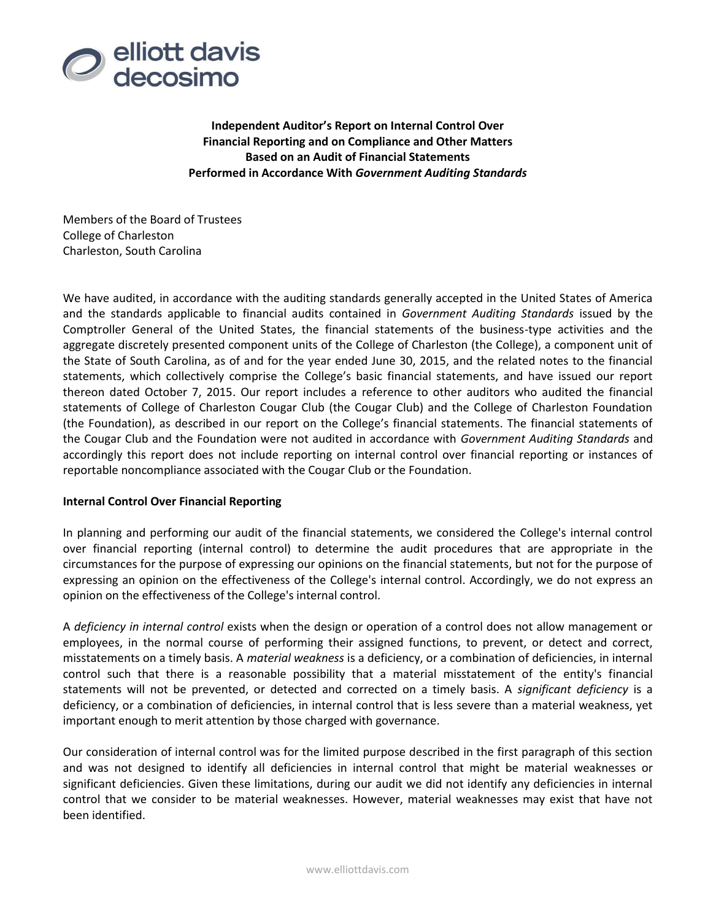elliott davis decosimo

**Independent Auditor's Report on Internal Control Over Financial Reporting and on Compliance and Other Matters Based on an Audit of Financial Statements Performed in Accordance With *Government Auditing Standards***

Members of the Board of Trustees
College of Charleston
Charleston, South Carolina

We have audited, in accordance with the auditing standards generally accepted in the United States of America and the standards applicable to financial audits contained in *Government Auditing Standards* issued by the Comptroller General of the United States, the financial statements of the business-type activities and the aggregate discretely presented component units of the College of Charleston (the College), a component unit of the State of South Carolina, as of and for the year ended June 30, 2015, and the related notes to the financial statements, which collectively comprise the College's basic financial statements, and have issued our report thereon dated October 7, 2015. Our report includes a reference to other auditors who audited the financial statements of College of Charleston Cougar Club (the Cougar Club) and the College of Charleston Foundation (the Foundation), as described in our report on the College's financial statements. The financial statements of the Cougar Club and the Foundation were not audited in accordance with *Government Auditing Standards* and accordingly this report does not include reporting on internal control over financial reporting or instances of reportable noncompliance associated with the Cougar Club or the Foundation.

**Internal Control Over Financial Reporting**

In planning and performing our audit of the financial statements, we considered the College's internal control over financial reporting (internal control) to determine the audit procedures that are appropriate in the circumstances for the purpose of expressing our opinions on the financial statements, but not for the purpose of expressing an opinion on the effectiveness of the College's internal control. Accordingly, we do not express an opinion on the effectiveness of the College's internal control.

A *deficiency in internal control* exists when the design or operation of a control does not allow management or employees, in the normal course of performing their assigned functions, to prevent, or detect and correct, misstatements on a timely basis. A *material weakness* is a deficiency, or a combination of deficiencies, in internal control such that there is a reasonable possibility that a material misstatement of the entity's financial statements will not be prevented, or detected and corrected on a timely basis. A *significant deficiency* is a deficiency, or a combination of deficiencies, in internal control that is less severe than a material weakness, yet important enough to merit attention by those charged with governance.

Our consideration of internal control was for the limited purpose described in the first paragraph of this section and was not designed to identify all deficiencies in internal control that might be material weaknesses or significant deficiencies. Given these limitations, during our audit we did not identify any deficiencies in internal control that we consider to be material weaknesses. However, material weaknesses may exist that have not been identified.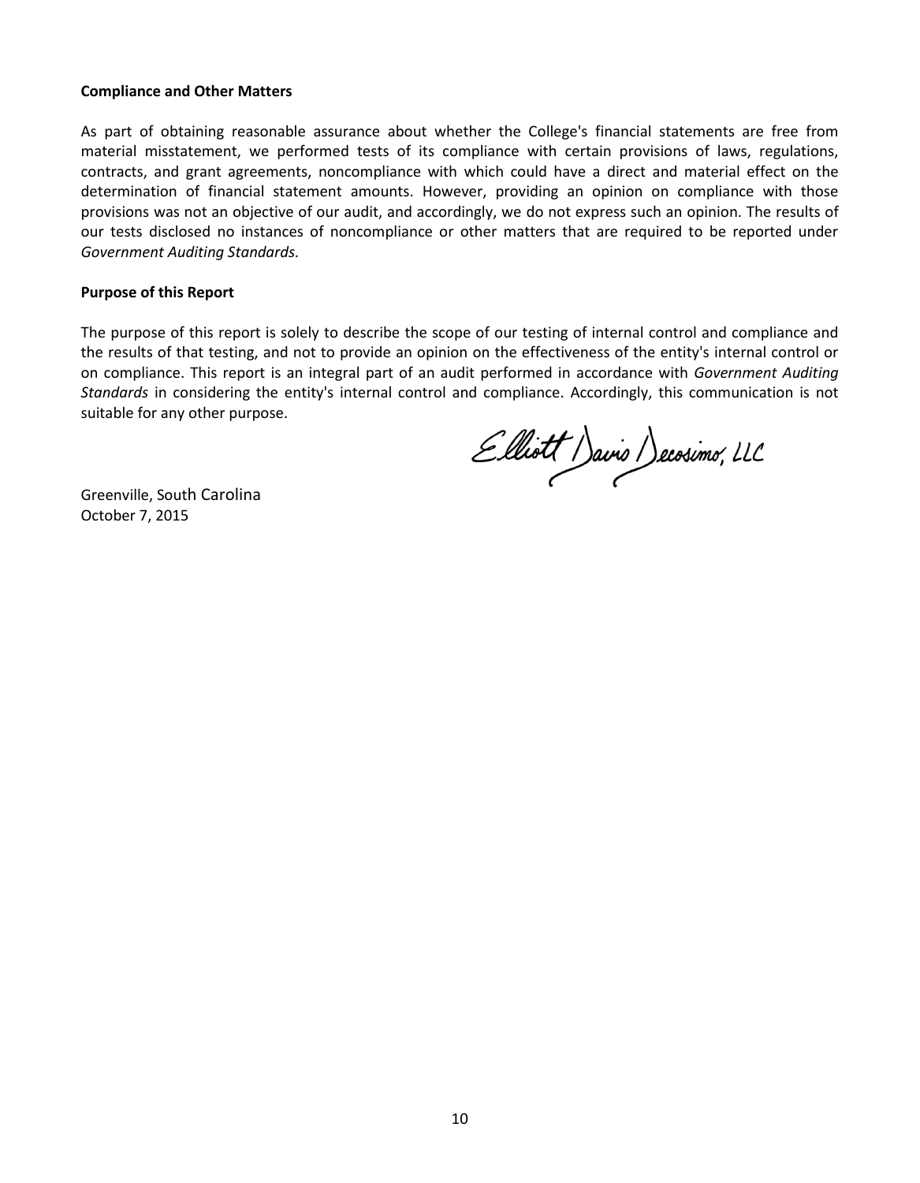**Compliance and Other Matters**

As part of obtaining reasonable assurance about whether the College's financial statements are free from material misstatement, we performed tests of its compliance with certain provisions of laws, regulations, contracts, and grant agreements, noncompliance with which could have a direct and material effect on the determination of financial statement amounts. However, providing an opinion on compliance with those provisions was not an objective of our audit, and accordingly, we do not express such an opinion. The results of our tests disclosed no instances of noncompliance or other matters that are required to be reported under *Government Auditing Standards*.

**Purpose of this Report**

The purpose of this report is solely to describe the scope of our testing of internal control and compliance and the results of that testing, and not to provide an opinion on the effectiveness of the entity's internal control or on compliance. This report is an integral part of an audit performed in accordance with *Government Auditing Standards* in considering the entity's internal control and compliance. Accordingly, this communication is not suitable for any other purpose.

Elliott Davis Decosimo, LLC

Greenville, South Carolina
October 7, 2015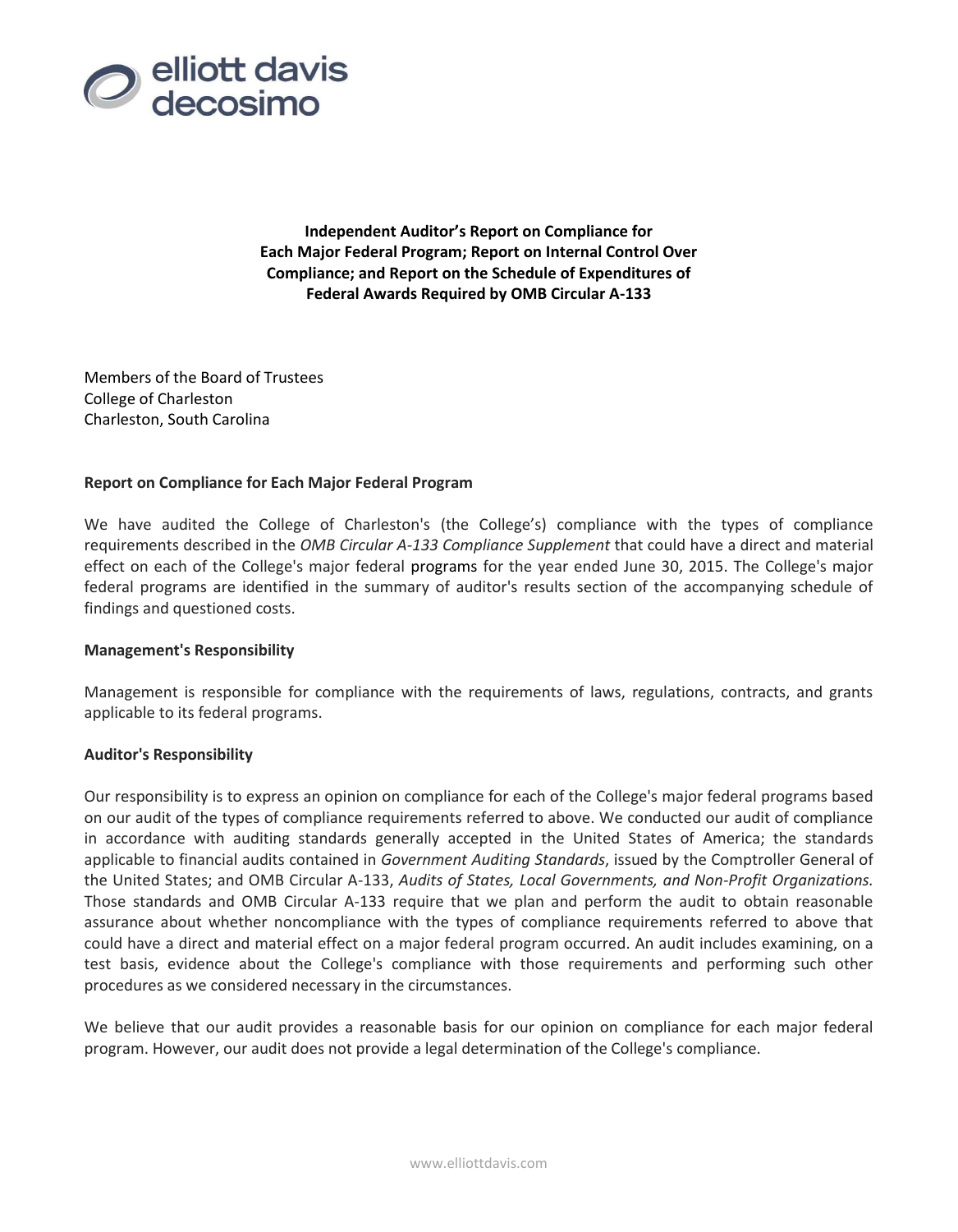elliott davis decosimo

**Independent Auditor's Report on Compliance for Each Major Federal Program; Report on Internal Control Over Compliance; and Report on the Schedule of Expenditures of Federal Awards Required by OMB Circular A-133**

Members of the Board of Trustees
College of Charleston
Charleston, South Carolina

**Report on Compliance for Each Major Federal Program**

We have audited the College of Charleston's (the College's) compliance with the types of compliance requirements described in the *OMB Circular A-133 Compliance Supplement* that could have a direct and material effect on each of the College's major federal programs for the year ended June 30, 2015. The College's major federal programs are identified in the summary of auditor's results section of the accompanying schedule of findings and questioned costs.

**Management's Responsibility**

Management is responsible for compliance with the requirements of laws, regulations, contracts, and grants applicable to its federal programs.

**Auditor's Responsibility**

Our responsibility is to express an opinion on compliance for each of the College's major federal programs based on our audit of the types of compliance requirements referred to above. We conducted our audit of compliance in accordance with auditing standards generally accepted in the United States of America; the standards applicable to financial audits contained in *Government Auditing Standards*, issued by the Comptroller General of the United States; and OMB Circular A-133, *Audits of States, Local Governments, and Non-Profit Organizations.* Those standards and OMB Circular A-133 require that we plan and perform the audit to obtain reasonable assurance about whether noncompliance with the types of compliance requirements referred to above that could have a direct and material effect on a major federal program occurred. An audit includes examining, on a test basis, evidence about the College's compliance with those requirements and performing such other procedures as we considered necessary in the circumstances.

We believe that our audit provides a reasonable basis for our opinion on compliance for each major federal program. However, our audit does not provide a legal determination of the College's compliance.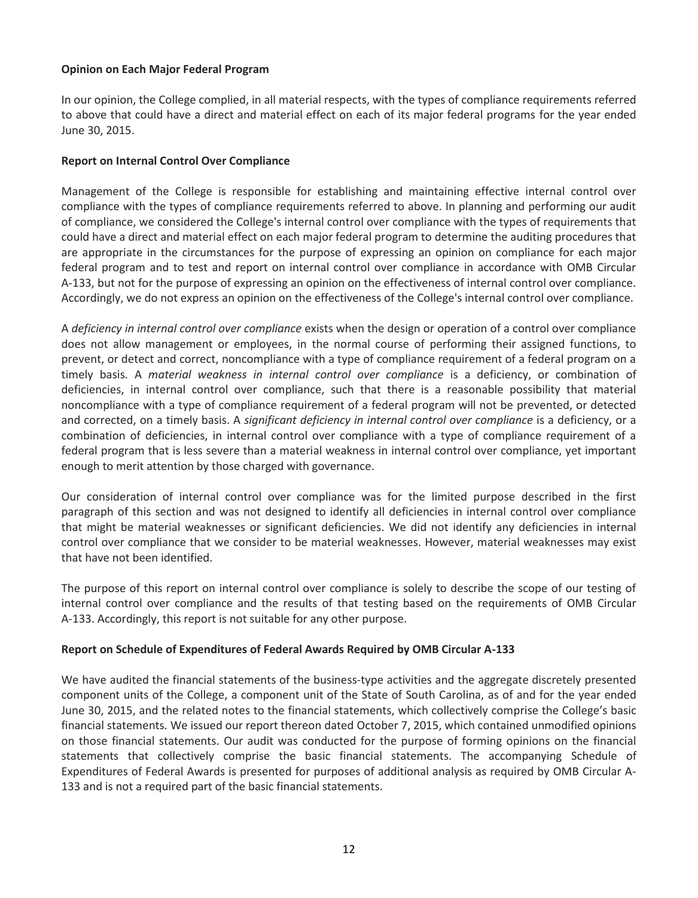**Opinion on Each Major Federal Program**

In our opinion, the College complied, in all material respects, with the types of compliance requirements referred to above that could have a direct and material effect on each of its major federal programs for the year ended June 30, 2015.

**Report on Internal Control Over Compliance**

Management of the College is responsible for establishing and maintaining effective internal control over compliance with the types of compliance requirements referred to above. In planning and performing our audit of compliance, we considered the College's internal control over compliance with the types of requirements that could have a direct and material effect on each major federal program to determine the auditing procedures that are appropriate in the circumstances for the purpose of expressing an opinion on compliance for each major federal program and to test and report on internal control over compliance in accordance with OMB Circular A-133, but not for the purpose of expressing an opinion on the effectiveness of internal control over compliance. Accordingly, we do not express an opinion on the effectiveness of the College's internal control over compliance.

A *deficiency in internal control over compliance* exists when the design or operation of a control over compliance does not allow management or employees, in the normal course of performing their assigned functions, to prevent, or detect and correct, noncompliance with a type of compliance requirement of a federal program on a timely basis. A *material weakness in internal control over compliance* is a deficiency, or combination of deficiencies, in internal control over compliance, such that there is a reasonable possibility that material noncompliance with a type of compliance requirement of a federal program will not be prevented, or detected and corrected, on a timely basis. A *significant deficiency in internal control over compliance* is a deficiency, or a combination of deficiencies, in internal control over compliance with a type of compliance requirement of a federal program that is less severe than a material weakness in internal control over compliance, yet important enough to merit attention by those charged with governance.

Our consideration of internal control over compliance was for the limited purpose described in the first paragraph of this section and was not designed to identify all deficiencies in internal control over compliance that might be material weaknesses or significant deficiencies. We did not identify any deficiencies in internal control over compliance that we consider to be material weaknesses. However, material weaknesses may exist that have not been identified.

The purpose of this report on internal control over compliance is solely to describe the scope of our testing of internal control over compliance and the results of that testing based on the requirements of OMB Circular A-133. Accordingly, this report is not suitable for any other purpose.

**Report on Schedule of Expenditures of Federal Awards Required by OMB Circular A-133**

We have audited the financial statements of the business-type activities and the aggregate discretely presented component units of the College, a component unit of the State of South Carolina, as of and for the year ended June 30, 2015, and the related notes to the financial statements, which collectively comprise the College's basic financial statements. We issued our report thereon dated October 7, 2015, which contained unmodified opinions on those financial statements. Our audit was conducted for the purpose of forming opinions on the financial statements that collectively comprise the basic financial statements. The accompanying Schedule of Expenditures of Federal Awards is presented for purposes of additional analysis as required by OMB Circular A-133 and is not a required part of the basic financial statements.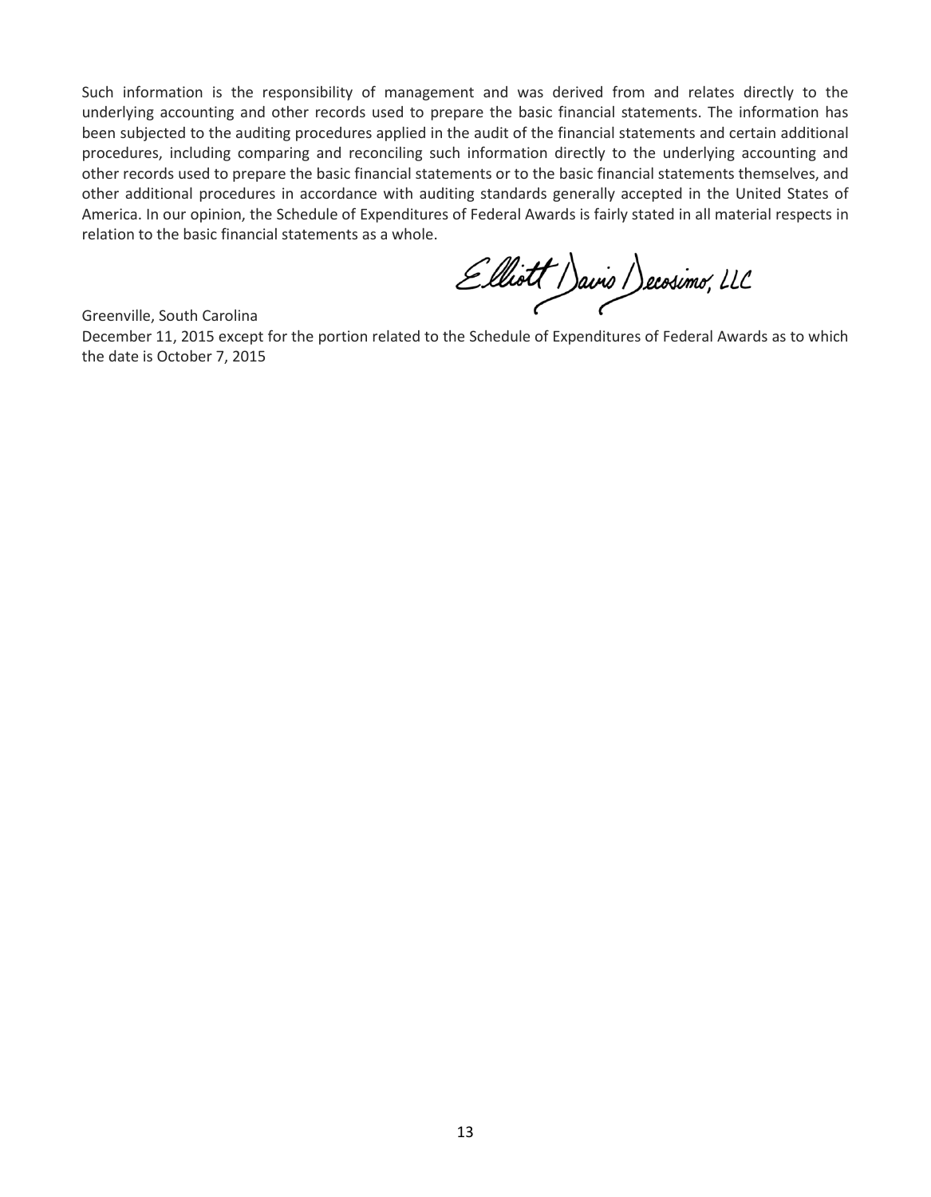Such information is the responsibility of management and was derived from and relates directly to the underlying accounting and other records used to prepare the basic financial statements. The information has been subjected to the auditing procedures applied in the audit of the financial statements and certain additional procedures, including comparing and reconciling such information directly to the underlying accounting and other records used to prepare the basic financial statements or to the basic financial statements themselves, and other additional procedures in accordance with auditing standards generally accepted in the United States of America. In our opinion, the Schedule of Expenditures of Federal Awards is fairly stated in all material respects in relation to the basic financial statements as a whole.

Elliott Davis Decosimo, LLC

Greenville, South Carolina
December 11, 2015 except for the portion related to the Schedule of Expenditures of Federal Awards as to which the date is October 7, 2015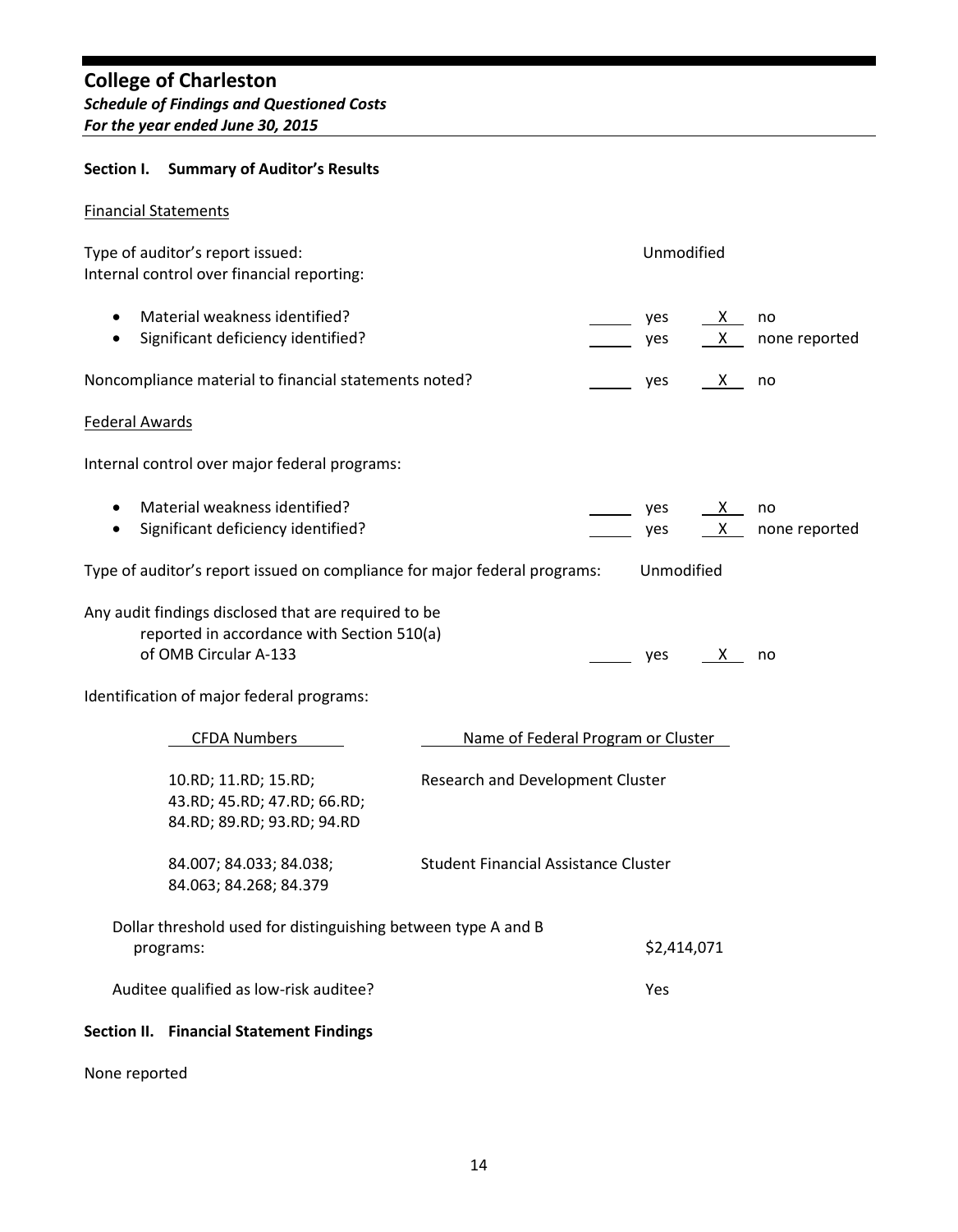# College of Charleston

***Schedule of Findings and Questioned Costs***
***For the year ended June 30, 2015***

**Section I. Summary of Auditor's Results**

Financial Statements

Type of auditor's report issued: Unmodified

Internal control over financial reporting:

- Material weakness identified? _____ yes __X__ no
- Significant deficiency identified? _____ yes __X__ none reported

Noncompliance material to financial statements noted? _____ yes __X__ no

Federal Awards

Internal control over major federal programs:

- Material weakness identified? _____ yes __X__ no
- Significant deficiency identified? _____ yes __X__ none reported

Type of auditor's report issued on compliance for major federal programs: Unmodified

Any audit findings disclosed that are required to be reported in accordance with Section 510(a) of OMB Circular A-133 _____ yes __X__ no

Identification of major federal programs:

| CFDA Numbers | Name of Federal Program or Cluster |
|---|---|
| 10.RD; 11.RD; 15.RD; 43.RD; 45.RD; 47.RD; 66.RD; 84.RD; 89.RD; 93.RD; 94.RD | Research and Development Cluster |
| 84.007; 84.033; 84.038; 84.063; 84.268; 84.379 | Student Financial Assistance Cluster |

Dollar threshold used for distinguishing between type A and B programs: $2,414,071

Auditee qualified as low-risk auditee? Yes

**Section II. Financial Statement Findings**

None reported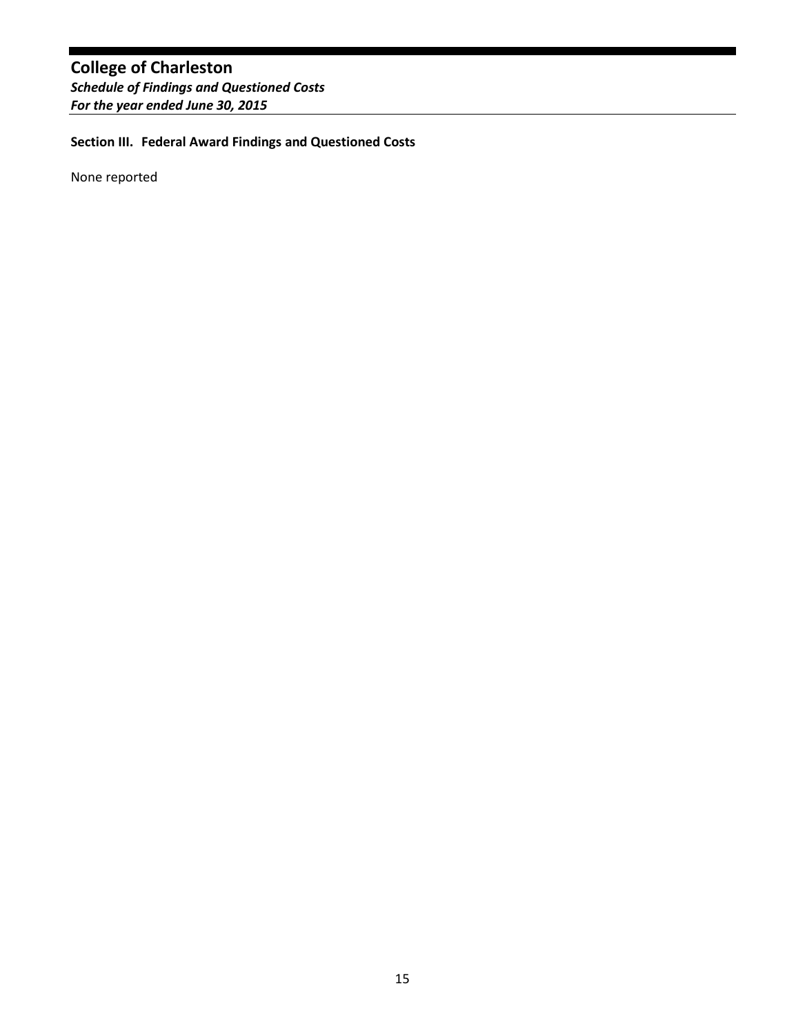# College of Charleston

***Schedule of Findings and Questioned Costs***

***For the year ended June 30, 2015***

**Section III. Federal Award Findings and Questioned Costs**

None reported